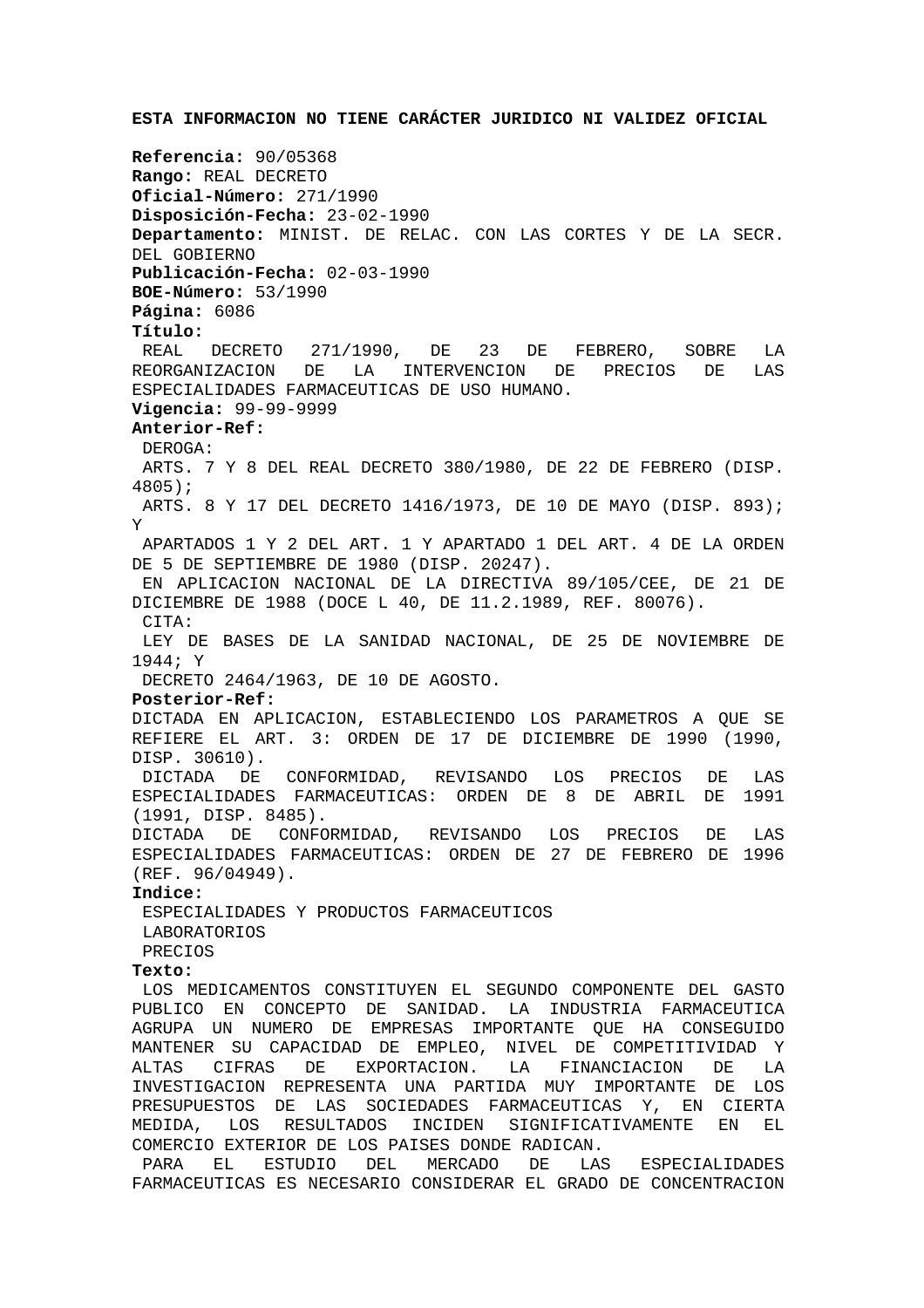**ESTA INFORMACION NO TIENE CARÁCTER JURIDICO NI VALIDEZ OFICIAL**

**Referencia:** 90/05368
**Rango:** REAL DECRETO
**Oficial-Número:** 271/1990
**Disposición-Fecha:** 23-02-1990
**Departamento:** MINIST. DE RELAC. CON LAS CORTES Y DE LA SECR. DEL GOBIERNO
**Publicación-Fecha:** 02-03-1990
**BOE-Número:** 53/1990
**Página:** 6086
**Título:**
REAL DECRETO 271/1990, DE 23 DE FEBRERO, SOBRE LA REORGANIZACION DE LA INTERVENCION DE PRECIOS DE LAS ESPECIALIDADES FARMACEUTICAS DE USO HUMANO.
**Vigencia:** 99-99-9999
**Anterior-Ref:**
DEROGA:
ARTS. 7 Y 8 DEL REAL DECRETO 380/1980, DE 22 DE FEBRERO (DISP. 4805);
ARTS. 8 Y 17 DEL DECRETO 1416/1973, DE 10 DE MAYO (DISP. 893); Y
APARTADOS 1 Y 2 DEL ART. 1 Y APARTADO 1 DEL ART. 4 DE LA ORDEN DE 5 DE SEPTIEMBRE DE 1980 (DISP. 20247).
EN APLICACION NACIONAL DE LA DIRECTIVA 89/105/CEE, DE 21 DE DICIEMBRE DE 1988 (DOCE L 40, DE 11.2.1989, REF. 80076).
CITA:
LEY DE BASES DE LA SANIDAD NACIONAL, DE 25 DE NOVIEMBRE DE 1944; Y
DECRETO 2464/1963, DE 10 DE AGOSTO.
**Posterior-Ref:**
DICTADA EN APLICACION, ESTABLECIENDO LOS PARAMETROS A QUE SE REFIERE EL ART. 3: ORDEN DE 17 DE DICIEMBRE DE 1990 (1990, DISP. 30610).
DICTADA DE CONFORMIDAD, REVISANDO LOS PRECIOS DE LAS ESPECIALIDADES FARMACEUTICAS: ORDEN DE 8 DE ABRIL DE 1991 (1991, DISP. 8485).
DICTADA DE CONFORMIDAD, REVISANDO LOS PRECIOS DE LAS ESPECIALIDADES FARMACEUTICAS: ORDEN DE 27 DE FEBRERO DE 1996 (REF. 96/04949).
**Indice:**
ESPECIALIDADES Y PRODUCTOS FARMACEUTICOS
LABORATORIOS
PRECIOS
**Texto:**
LOS MEDICAMENTOS CONSTITUYEN EL SEGUNDO COMPONENTE DEL GASTO PUBLICO EN CONCEPTO DE SANIDAD. LA INDUSTRIA FARMACEUTICA AGRUPA UN NUMERO DE EMPRESAS IMPORTANTE QUE HA CONSEGUIDO MANTENER SU CAPACIDAD DE EMPLEO, NIVEL DE COMPETITIVIDAD Y ALTAS CIFRAS DE EXPORTACION. LA FINANCIACION DE LA INVESTIGACION REPRESENTA UNA PARTIDA MUY IMPORTANTE DE LOS PRESUPUESTOS DE LAS SOCIEDADES FARMACEUTICAS Y, EN CIERTA MEDIDA, LOS RESULTADOS INCIDEN SIGNIFICATIVAMENTE EN EL COMERCIO EXTERIOR DE LOS PAISES DONDE RADICAN.
PARA EL ESTUDIO DEL MERCADO DE LAS ESPECIALIDADES FARMACEUTICAS ES NECESARIO CONSIDERAR EL GRADO DE CONCENTRACION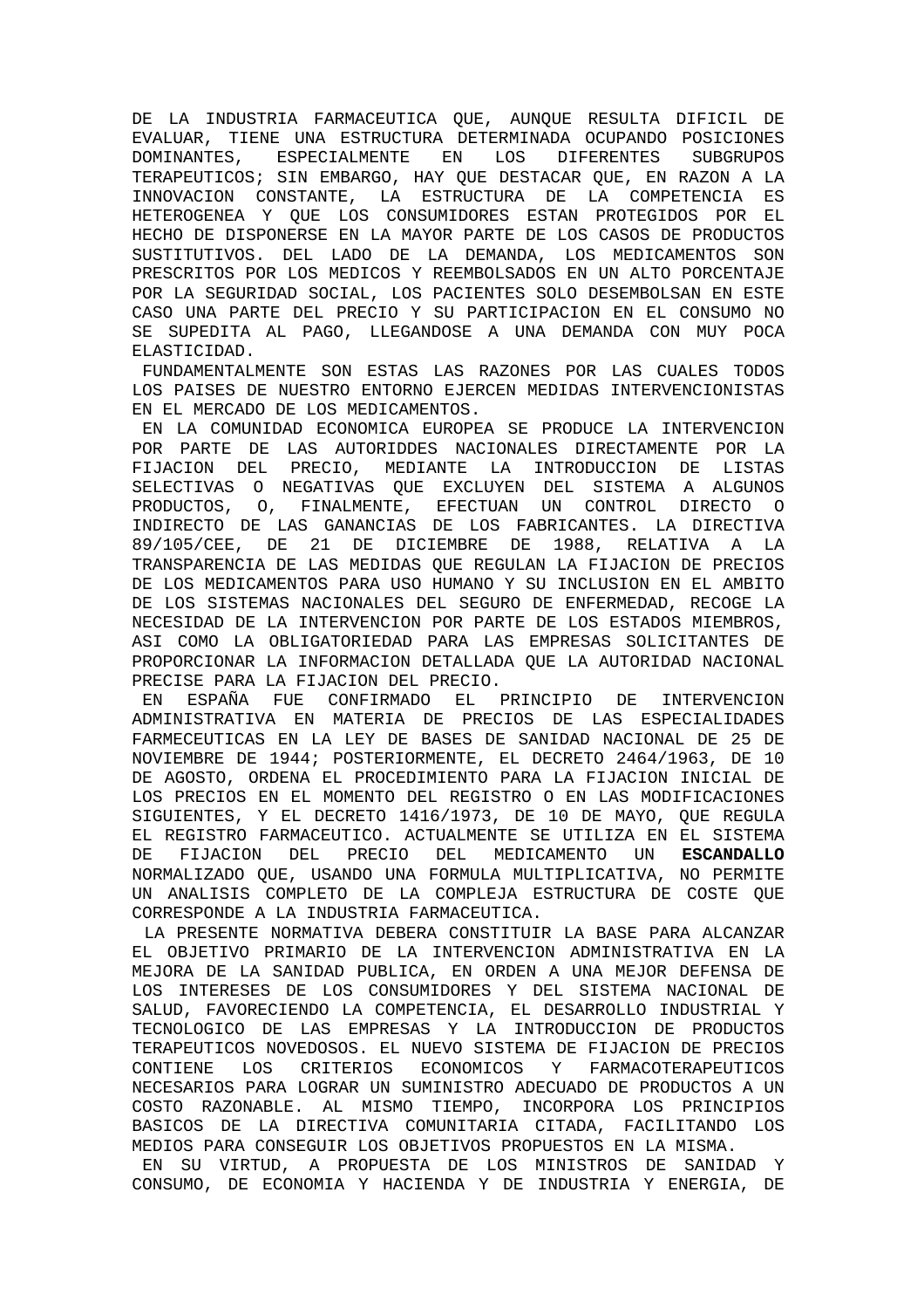DE LA INDUSTRIA FARMACEUTICA QUE, AUNQUE RESULTA DIFICIL DE EVALUAR, TIENE UNA ESTRUCTURA DETERMINADA OCUPANDO POSICIONES DOMINANTES, ESPECIALMENTE EN LOS DIFERENTES SUBGRUPOS TERAPEUTICOS; SIN EMBARGO, HAY QUE DESTACAR QUE, EN RAZON A LA INNOVACION CONSTANTE, LA ESTRUCTURA DE LA COMPETENCIA ES HETEROGENEA Y QUE LOS CONSUMIDORES ESTAN PROTEGIDOS POR EL HECHO DE DISPONERSE EN LA MAYOR PARTE DE LOS CASOS DE PRODUCTOS SUSTITUTIVOS. DEL LADO DE LA DEMANDA, LOS MEDICAMENTOS SON PRESCRITOS POR LOS MEDICOS Y REEMBOLSADOS EN UN ALTO PORCENTAJE POR LA SEGURIDAD SOCIAL, LOS PACIENTES SOLO DESEMBOLSAN EN ESTE CASO UNA PARTE DEL PRECIO Y SU PARTICIPACION EN EL CONSUMO NO SE SUPEDITA AL PAGO, LLEGANDOSE A UNA DEMANDA CON MUY POCA ELASTICIDAD.

FUNDAMENTALMENTE SON ESTAS LAS RAZONES POR LAS CUALES TODOS LOS PAISES DE NUESTRO ENTORNO EJERCEN MEDIDAS INTERVENCIONISTAS EN EL MERCADO DE LOS MEDICAMENTOS.

EN LA COMUNIDAD ECONOMICA EUROPEA SE PRODUCE LA INTERVENCION POR PARTE DE LAS AUTORIDDES NACIONALES DIRECTAMENTE POR LA FIJACION DEL PRECIO, MEDIANTE LA INTRODUCCION DE LISTAS SELECTIVAS O NEGATIVAS QUE EXCLUYEN DEL SISTEMA A ALGUNOS PRODUCTOS, O, FINALMENTE, EFECTUAN UN CONTROL DIRECTO O INDIRECTO DE LAS GANANCIAS DE LOS FABRICANTES. LA DIRECTIVA 89/105/CEE, DE 21 DE DICIEMBRE DE 1988, RELATIVA A LA TRANSPARENCIA DE LAS MEDIDAS QUE REGULAN LA FIJACION DE PRECIOS DE LOS MEDICAMENTOS PARA USO HUMANO Y SU INCLUSION EN EL AMBITO DE LOS SISTEMAS NACIONALES DEL SEGURO DE ENFERMEDAD, RECOGE LA NECESIDAD DE LA INTERVENCION POR PARTE DE LOS ESTADOS MIEMBROS, ASI COMO LA OBLIGATORIEDAD PARA LAS EMPRESAS SOLICITANTES DE PROPORCIONAR LA INFORMACION DETALLADA QUE LA AUTORIDAD NACIONAL PRECISE PARA LA FIJACION DEL PRECIO.

EN ESPAÑA FUE CONFIRMADO EL PRINCIPIO DE INTERVENCION ADMINISTRATIVA EN MATERIA DE PRECIOS DE LAS ESPECIALIDADES FARMECEUTICAS EN LA LEY DE BASES DE SANIDAD NACIONAL DE 25 DE NOVIEMBRE DE 1944; POSTERIORMENTE, EL DECRETO 2464/1963, DE 10 DE AGOSTO, ORDENA EL PROCEDIMIENTO PARA LA FIJACION INICIAL DE LOS PRECIOS EN EL MOMENTO DEL REGISTRO O EN LAS MODIFICACIONES SIGUIENTES, Y EL DECRETO 1416/1973, DE 10 DE MAYO, QUE REGULA EL REGISTRO FARMACEUTICO. ACTUALMENTE SE UTILIZA EN EL SISTEMA DE FIJACION DEL PRECIO DEL MEDICAMENTO UN **ESCANDALLO** NORMALIZADO QUE, USANDO UNA FORMULA MULTIPLICATIVA, NO PERMITE UN ANALISIS COMPLETO DE LA COMPLEJA ESTRUCTURA DE COSTE QUE CORRESPONDE A LA INDUSTRIA FARMACEUTICA.

LA PRESENTE NORMATIVA DEBERA CONSTITUIR LA BASE PARA ALCANZAR EL OBJETIVO PRIMARIO DE LA INTERVENCION ADMINISTRATIVA EN LA MEJORA DE LA SANIDAD PUBLICA, EN ORDEN A UNA MEJOR DEFENSA DE LOS INTERESES DE LOS CONSUMIDORES Y DEL SISTEMA NACIONAL DE SALUD, FAVORECIENDO LA COMPETENCIA, EL DESARROLLO INDUSTRIAL Y TECNOLOGICO DE LAS EMPRESAS Y LA INTRODUCCION DE PRODUCTOS TERAPEUTICOS NOVEDOSOS. EL NUEVO SISTEMA DE FIJACION DE PRECIOS CONTIENE LOS CRITERIOS ECONOMICOS Y FARMACOTERAPEUTICOS NECESARIOS PARA LOGRAR UN SUMINISTRO ADECUADO DE PRODUCTOS A UN COSTO RAZONABLE. AL MISMO TIEMPO, INCORPORA LOS PRINCIPIOS BASICOS DE LA DIRECTIVA COMUNITARIA CITADA, FACILITANDO LOS MEDIOS PARA CONSEGUIR LOS OBJETIVOS PROPUESTOS EN LA MISMA.

EN SU VIRTUD, A PROPUESTA DE LOS MINISTROS DE SANIDAD Y CONSUMO, DE ECONOMIA Y HACIENDA Y DE INDUSTRIA Y ENERGIA, DE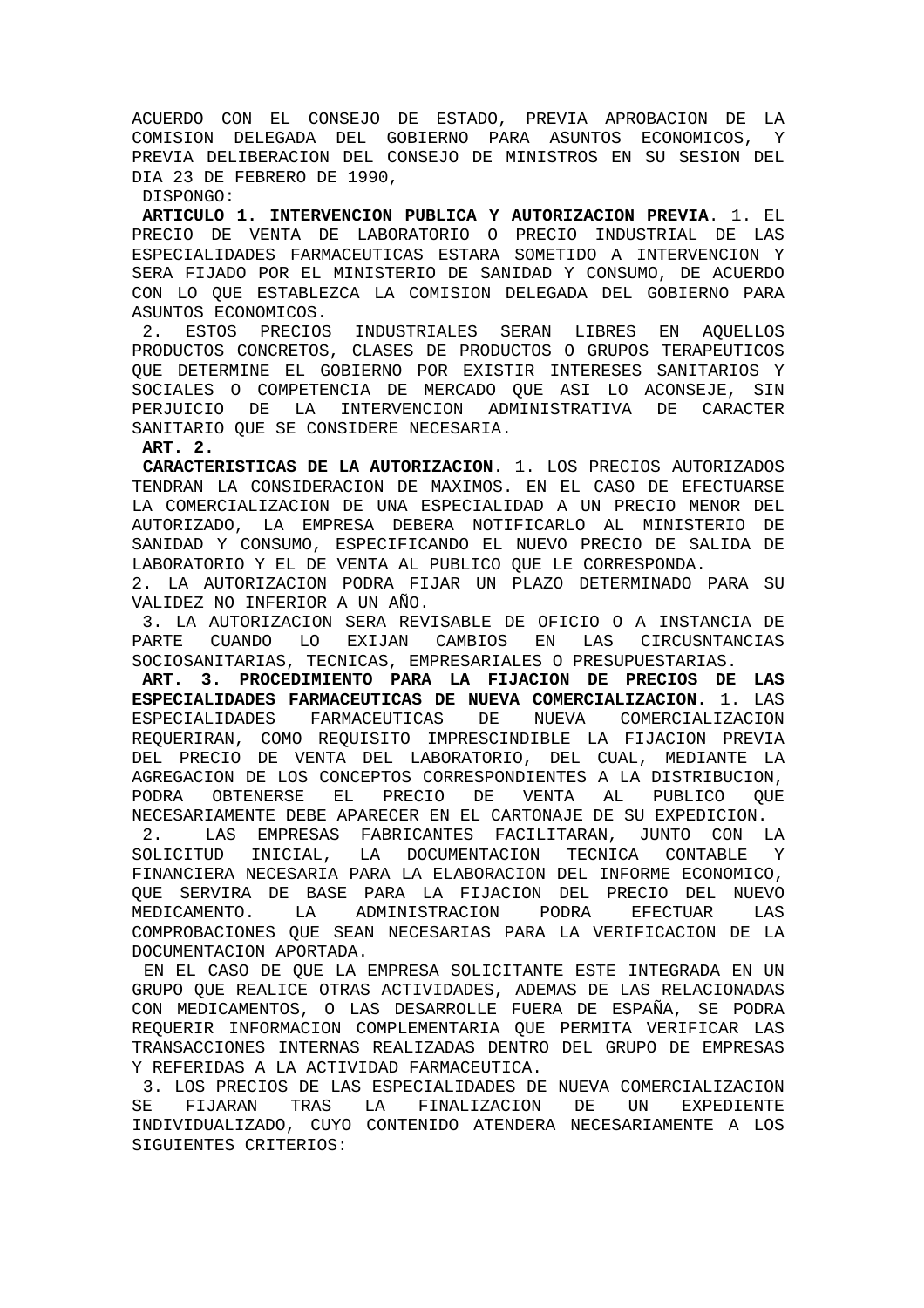ACUERDO CON EL CONSEJO DE ESTADO, PREVIA APROBACION DE LA COMISION DELEGADA DEL GOBIERNO PARA ASUNTOS ECONOMICOS, Y PREVIA DELIBERACION DEL CONSEJO DE MINISTROS EN SU SESION DEL DIA 23 DE FEBRERO DE 1990,

DISPONGO:

**ARTICULO 1. INTERVENCION PUBLICA Y AUTORIZACION PREVIA**. 1. EL PRECIO DE VENTA DE LABORATORIO O PRECIO INDUSTRIAL DE LAS ESPECIALIDADES FARMACEUTICAS ESTARA SOMETIDO A INTERVENCION Y SERA FIJADO POR EL MINISTERIO DE SANIDAD Y CONSUMO, DE ACUERDO CON LO QUE ESTABLEZCA LA COMISION DELEGADA DEL GOBIERNO PARA ASUNTOS ECONOMICOS.

2. ESTOS PRECIOS INDUSTRIALES SERAN LIBRES EN AQUELLOS PRODUCTOS CONCRETOS, CLASES DE PRODUCTOS O GRUPOS TERAPEUTICOS QUE DETERMINE EL GOBIERNO POR EXISTIR INTERESES SANITARIOS Y SOCIALES O COMPETENCIA DE MERCADO QUE ASI LO ACONSEJE, SIN PERJUICIO DE LA INTERVENCION ADMINISTRATIVA DE CARACTER SANITARIO QUE SE CONSIDERE NECESARIA.

**ART. 2.**

**CARACTERISTICAS DE LA AUTORIZACION**. 1. LOS PRECIOS AUTORIZADOS TENDRAN LA CONSIDERACION DE MAXIMOS. EN EL CASO DE EFECTUARSE LA COMERCIALIZACION DE UNA ESPECIALIDAD A UN PRECIO MENOR DEL AUTORIZADO, LA EMPRESA DEBERA NOTIFICARLO AL MINISTERIO DE SANIDAD Y CONSUMO, ESPECIFICANDO EL NUEVO PRECIO DE SALIDA DE LABORATORIO Y EL DE VENTA AL PUBLICO QUE LE CORRESPONDA.

2. LA AUTORIZACION PODRA FIJAR UN PLAZO DETERMINADO PARA SU VALIDEZ NO INFERIOR A UN AÑO.

3. LA AUTORIZACION SERA REVISABLE DE OFICIO O A INSTANCIA DE PARTE CUANDO LO EXIJAN CAMBIOS EN LAS CIRCUSNTANCIAS SOCIOSANITARIAS, TECNICAS, EMPRESARIALES O PRESUPUESTARIAS.

**ART. 3. PROCEDIMIENTO PARA LA FIJACION DE PRECIOS DE LAS ESPECIALIDADES FARMACEUTICAS DE NUEVA COMERCIALIZACION.** 1. LAS ESPECIALIDADES FARMACEUTICAS DE NUEVA COMERCIALIZACION REQUERIRAN, COMO REQUISITO IMPRESCINDIBLE LA FIJACION PREVIA DEL PRECIO DE VENTA DEL LABORATORIO, DEL CUAL, MEDIANTE LA AGREGACION DE LOS CONCEPTOS CORRESPONDIENTES A LA DISTRIBUCION, PODRA OBTENERSE EL PRECIO DE VENTA AL PUBLICO QUE NECESARIAMENTE DEBE APARECER EN EL CARTONAJE DE SU EXPEDICION.

2. LAS EMPRESAS FABRICANTES FACILITARAN, JUNTO CON LA SOLICITUD INICIAL, LA DOCUMENTACION TECNICA CONTABLE Y FINANCIERA NECESARIA PARA LA ELABORACION DEL INFORME ECONOMICO, QUE SERVIRA DE BASE PARA LA FIJACION DEL PRECIO DEL NUEVO MEDICAMENTO. LA ADMINISTRACION PODRA EFECTUAR LAS COMPROBACIONES QUE SEAN NECESARIAS PARA LA VERIFICACION DE LA DOCUMENTACION APORTADA.

EN EL CASO DE QUE LA EMPRESA SOLICITANTE ESTE INTEGRADA EN UN GRUPO QUE REALICE OTRAS ACTIVIDADES, ADEMAS DE LAS RELACIONADAS CON MEDICAMENTOS, O LAS DESARROLLE FUERA DE ESPAÑA, SE PODRA REQUERIR INFORMACION COMPLEMENTARIA QUE PERMITA VERIFICAR LAS TRANSACCIONES INTERNAS REALIZADAS DENTRO DEL GRUPO DE EMPRESAS Y REFERIDAS A LA ACTIVIDAD FARMACEUTICA.

3. LOS PRECIOS DE LAS ESPECIALIDADES DE NUEVA COMERCIALIZACION SE FIJARAN TRAS LA FINALIZACION DE UN EXPEDIENTE INDIVIDUALIZADO, CUYO CONTENIDO ATENDERA NECESARIAMENTE A LOS SIGUIENTES CRITERIOS: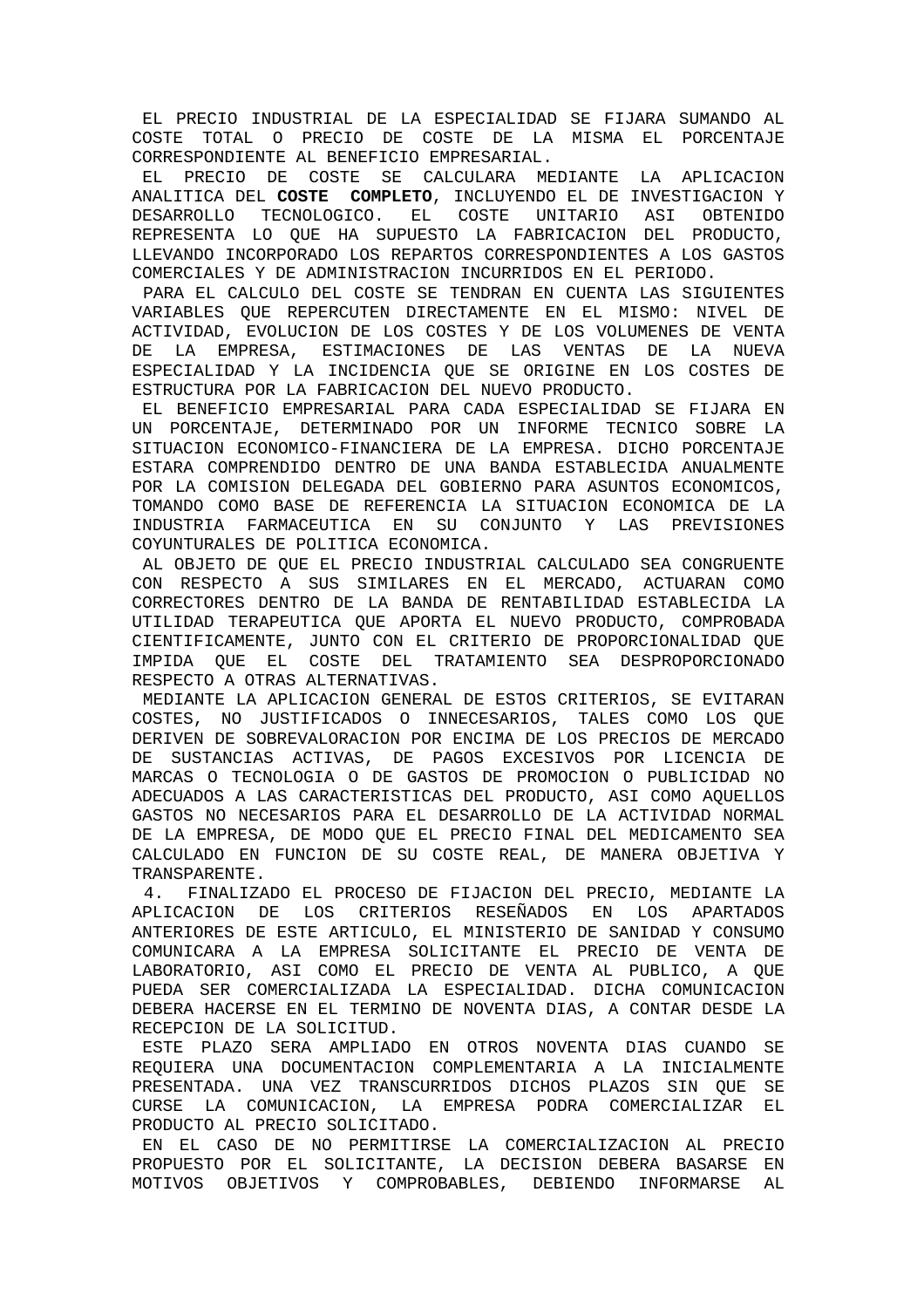EL PRECIO INDUSTRIAL DE LA ESPECIALIDAD SE FIJARA SUMANDO AL COSTE TOTAL O PRECIO DE COSTE DE LA MISMA EL PORCENTAJE CORRESPONDIENTE AL BENEFICIO EMPRESARIAL.

EL PRECIO DE COSTE SE CALCULARA MEDIANTE LA APLICACION ANALITICA DEL **COSTE COMPLETO**, INCLUYENDO EL DE INVESTIGACION Y DESARROLLO TECNOLOGICO. EL COSTE UNITARIO ASI OBTENIDO REPRESENTA LO QUE HA SUPUESTO LA FABRICACION DEL PRODUCTO, LLEVANDO INCORPORADO LOS REPARTOS CORRESPONDIENTES A LOS GASTOS COMERCIALES Y DE ADMINISTRACION INCURRIDOS EN EL PERIODO.

PARA EL CALCULO DEL COSTE SE TENDRAN EN CUENTA LAS SIGUIENTES VARIABLES QUE REPERCUTEN DIRECTAMENTE EN EL MISMO: NIVEL DE ACTIVIDAD, EVOLUCION DE LOS COSTES Y DE LOS VOLUMENES DE VENTA DE LA EMPRESA, ESTIMACIONES DE LAS VENTAS DE LA NUEVA ESPECIALIDAD Y LA INCIDENCIA QUE SE ORIGINE EN LOS COSTES DE ESTRUCTURA POR LA FABRICACION DEL NUEVO PRODUCTO.

EL BENEFICIO EMPRESARIAL PARA CADA ESPECIALIDAD SE FIJARA EN UN PORCENTAJE, DETERMINADO POR UN INFORME TECNICO SOBRE LA SITUACION ECONOMICO-FINANCIERA DE LA EMPRESA. DICHO PORCENTAJE ESTARA COMPRENDIDO DENTRO DE UNA BANDA ESTABLECIDA ANUALMENTE POR LA COMISION DELEGADA DEL GOBIERNO PARA ASUNTOS ECONOMICOS, TOMANDO COMO BASE DE REFERENCIA LA SITUACION ECONOMICA DE LA INDUSTRIA FARMACEUTICA EN SU CONJUNTO Y LAS PREVISIONES COYUNTURALES DE POLITICA ECONOMICA.

AL OBJETO DE QUE EL PRECIO INDUSTRIAL CALCULADO SEA CONGRUENTE CON RESPECTO A SUS SIMILARES EN EL MERCADO, ACTUARAN COMO CORRECTORES DENTRO DE LA BANDA DE RENTABILIDAD ESTABLECIDA LA UTILIDAD TERAPEUTICA QUE APORTA EL NUEVO PRODUCTO, COMPROBADA CIENTIFICAMENTE, JUNTO CON EL CRITERIO DE PROPORCIONALIDAD QUE IMPIDA QUE EL COSTE DEL TRATAMIENTO SEA DESPROPORCIONADO RESPECTO A OTRAS ALTERNATIVAS.

MEDIANTE LA APLICACION GENERAL DE ESTOS CRITERIOS, SE EVITARAN COSTES, NO JUSTIFICADOS O INNECESARIOS, TALES COMO LOS QUE DERIVEN DE SOBREVALORACION POR ENCIMA DE LOS PRECIOS DE MERCADO DE SUSTANCIAS ACTIVAS, DE PAGOS EXCESIVOS POR LICENCIA DE MARCAS O TECNOLOGIA O DE GASTOS DE PROMOCION O PUBLICIDAD NO ADECUADOS A LAS CARACTERISTICAS DEL PRODUCTO, ASI COMO AQUELLOS GASTOS NO NECESARIOS PARA EL DESARROLLO DE LA ACTIVIDAD NORMAL DE LA EMPRESA, DE MODO QUE EL PRECIO FINAL DEL MEDICAMENTO SEA CALCULADO EN FUNCION DE SU COSTE REAL, DE MANERA OBJETIVA Y TRANSPARENTE.

4. FINALIZADO EL PROCESO DE FIJACION DEL PRECIO, MEDIANTE LA APLICACION DE LOS CRITERIOS RESEÑADOS EN LOS APARTADOS ANTERIORES DE ESTE ARTICULO, EL MINISTERIO DE SANIDAD Y CONSUMO COMUNICARA A LA EMPRESA SOLICITANTE EL PRECIO DE VENTA DE LABORATORIO, ASI COMO EL PRECIO DE VENTA AL PUBLICO, A QUE PUEDA SER COMERCIALIZADA LA ESPECIALIDAD. DICHA COMUNICACION DEBERA HACERSE EN EL TERMINO DE NOVENTA DIAS, A CONTAR DESDE LA RECEPCION DE LA SOLICITUD.

ESTE PLAZO SERA AMPLIADO EN OTROS NOVENTA DIAS CUANDO SE REQUIERA UNA DOCUMENTACION COMPLEMENTARIA A LA INICIALMENTE PRESENTADA. UNA VEZ TRANSCURRIDOS DICHOS PLAZOS SIN QUE SE CURSE LA COMUNICACION, LA EMPRESA PODRA COMERCIALIZAR EL PRODUCTO AL PRECIO SOLICITADO.

EN EL CASO DE NO PERMITIRSE LA COMERCIALIZACION AL PRECIO PROPUESTO POR EL SOLICITANTE, LA DECISION DEBERA BASARSE EN MOTIVOS OBJETIVOS Y COMPROBABLES, DEBIENDO INFORMARSE AL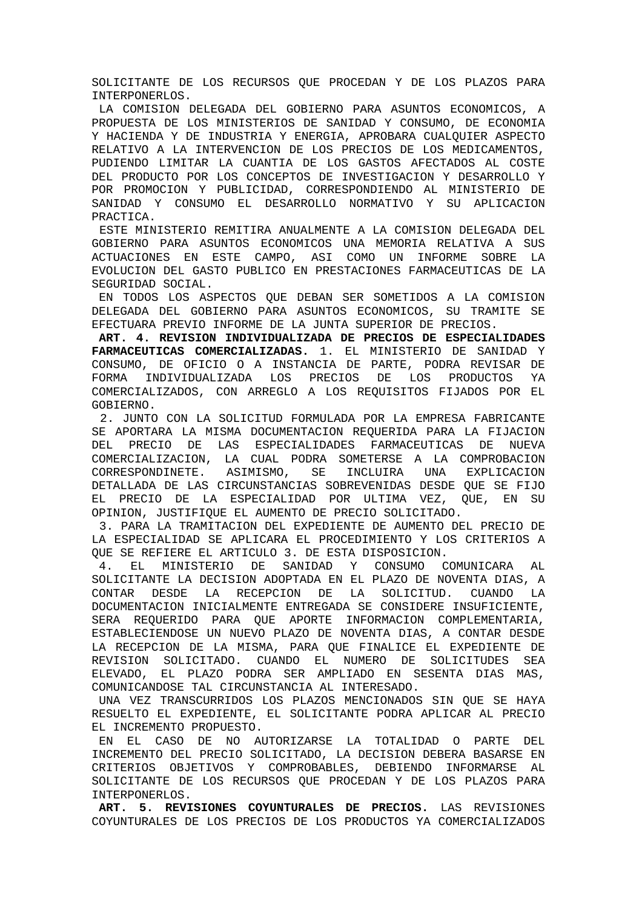SOLICITANTE DE LOS RECURSOS QUE PROCEDAN Y DE LOS PLAZOS PARA INTERPONERLOS.

LA COMISION DELEGADA DEL GOBIERNO PARA ASUNTOS ECONOMICOS, A PROPUESTA DE LOS MINISTERIOS DE SANIDAD Y CONSUMO, DE ECONOMIA Y HACIENDA Y DE INDUSTRIA Y ENERGIA, APROBARA CUALQUIER ASPECTO RELATIVO A LA INTERVENCION DE LOS PRECIOS DE LOS MEDICAMENTOS, PUDIENDO LIMITAR LA CUANTIA DE LOS GASTOS AFECTADOS AL COSTE DEL PRODUCTO POR LOS CONCEPTOS DE INVESTIGACION Y DESARROLLO Y POR PROMOCION Y PUBLICIDAD, CORRESPONDIENDO AL MINISTERIO DE SANIDAD Y CONSUMO EL DESARROLLO NORMATIVO Y SU APLICACION PRACTICA.

ESTE MINISTERIO REMITIRA ANUALMENTE A LA COMISION DELEGADA DEL GOBIERNO PARA ASUNTOS ECONOMICOS UNA MEMORIA RELATIVA A SUS ACTUACIONES EN ESTE CAMPO, ASI COMO UN INFORME SOBRE LA EVOLUCION DEL GASTO PUBLICO EN PRESTACIONES FARMACEUTICAS DE LA SEGURIDAD SOCIAL.

EN TODOS LOS ASPECTOS QUE DEBAN SER SOMETIDOS A LA COMISION DELEGADA DEL GOBIERNO PARA ASUNTOS ECONOMICOS, SU TRAMITE SE EFECTUARA PREVIO INFORME DE LA JUNTA SUPERIOR DE PRECIOS.

**ART. 4. REVISION INDIVIDUALIZADA DE PRECIOS DE ESPECIALIDADES FARMACEUTICAS COMERCIALIZADAS.** 1. EL MINISTERIO DE SANIDAD Y CONSUMO, DE OFICIO O A INSTANCIA DE PARTE, PODRA REVISAR DE FORMA INDIVIDUALIZADA LOS PRECIOS DE LOS PRODUCTOS YA COMERCIALIZADOS, CON ARREGLO A LOS REQUISITOS FIJADOS POR EL GOBIERNO.

2. JUNTO CON LA SOLICITUD FORMULADA POR LA EMPRESA FABRICANTE SE APORTARA LA MISMA DOCUMENTACION REQUERIDA PARA LA FIJACION DEL PRECIO DE LAS ESPECIALIDADES FARMACEUTICAS DE NUEVA COMERCIALIZACION, LA CUAL PODRA SOMETERSE A LA COMPROBACION CORRESPONDINETE. ASIMISMO, SE INCLUIRA UNA EXPLICACION DETALLADA DE LAS CIRCUNSTANCIAS SOBREVENIDAS DESDE QUE SE FIJO EL PRECIO DE LA ESPECIALIDAD POR ULTIMA VEZ, QUE, EN SU OPINION, JUSTIFIQUE EL AUMENTO DE PRECIO SOLICITADO.

3. PARA LA TRAMITACION DEL EXPEDIENTE DE AUMENTO DEL PRECIO DE LA ESPECIALIDAD SE APLICARA EL PROCEDIMIENTO Y LOS CRITERIOS A QUE SE REFIERE EL ARTICULO 3. DE ESTA DISPOSICION.

4. EL MINISTERIO DE SANIDAD Y CONSUMO COMUNICARA AL SOLICITANTE LA DECISION ADOPTADA EN EL PLAZO DE NOVENTA DIAS, A CONTAR DESDE LA RECEPCION DE LA SOLICITUD. CUANDO LA DOCUMENTACION INICIALMENTE ENTREGADA SE CONSIDERE INSUFICIENTE, SERA REQUERIDO PARA QUE APORTE INFORMACION COMPLEMENTARIA, ESTABLECIENDOSE UN NUEVO PLAZO DE NOVENTA DIAS, A CONTAR DESDE LA RECEPCION DE LA MISMA, PARA QUE FINALICE EL EXPEDIENTE DE REVISION SOLICITADO. CUANDO EL NUMERO DE SOLICITUDES SEA ELEVADO, EL PLAZO PODRA SER AMPLIADO EN SESENTA DIAS MAS, COMUNICANDOSE TAL CIRCUNSTANCIA AL INTERESADO.

UNA VEZ TRANSCURRIDOS LOS PLAZOS MENCIONADOS SIN QUE SE HAYA RESUELTO EL EXPEDIENTE, EL SOLICITANTE PODRA APLICAR AL PRECIO EL INCREMENTO PROPUESTO.

EN EL CASO DE NO AUTORIZARSE LA TOTALIDAD O PARTE DEL INCREMENTO DEL PRECIO SOLICITADO, LA DECISION DEBERA BASARSE EN CRITERIOS OBJETIVOS Y COMPROBABLES, DEBIENDO INFORMARSE AL SOLICITANTE DE LOS RECURSOS QUE PROCEDAN Y DE LOS PLAZOS PARA INTERPONERLOS.

**ART. 5. REVISIONES COYUNTURALES DE PRECIOS.** LAS REVISIONES COYUNTURALES DE LOS PRECIOS DE LOS PRODUCTOS YA COMERCIALIZADOS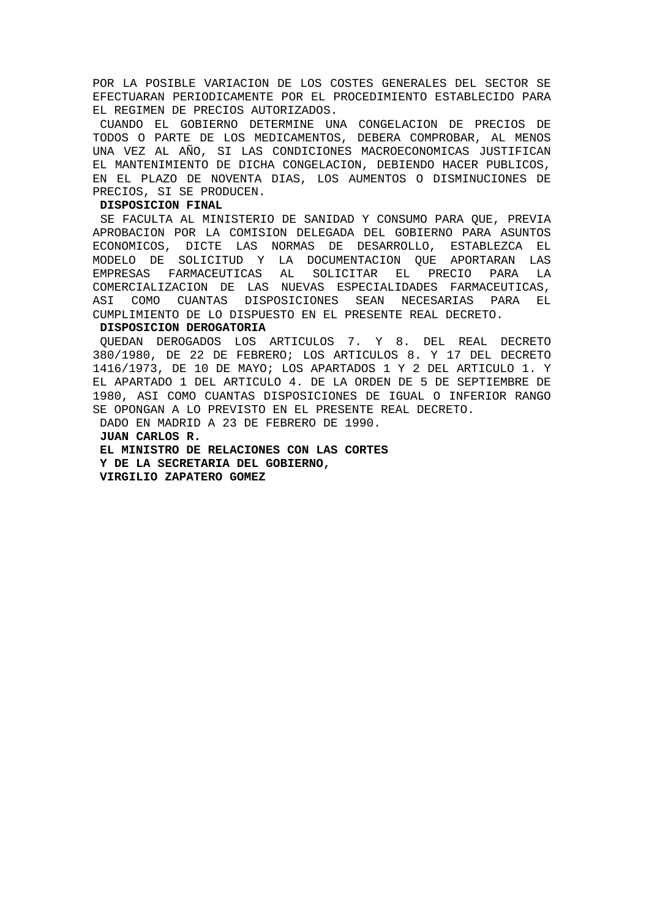POR LA POSIBLE VARIACION DE LOS COSTES GENERALES DEL SECTOR SE EFECTUARAN PERIODICAMENTE POR EL PROCEDIMIENTO ESTABLECIDO PARA EL REGIMEN DE PRECIOS AUTORIZADOS.

CUANDO EL GOBIERNO DETERMINE UNA CONGELACION DE PRECIOS DE TODOS O PARTE DE LOS MEDICAMENTOS, DEBERA COMPROBAR, AL MENOS UNA VEZ AL AÑO, SI LAS CONDICIONES MACROECONOMICAS JUSTIFICAN EL MANTENIMIENTO DE DICHA CONGELACION, DEBIENDO HACER PUBLICOS, EN EL PLAZO DE NOVENTA DIAS, LOS AUMENTOS O DISMINUCIONES DE PRECIOS, SI SE PRODUCEN.

**DISPOSICION FINAL**

SE FACULTA AL MINISTERIO DE SANIDAD Y CONSUMO PARA QUE, PREVIA APROBACION POR LA COMISION DELEGADA DEL GOBIERNO PARA ASUNTOS ECONOMICOS, DICTE LAS NORMAS DE DESARROLLO, ESTABLEZCA EL MODELO DE SOLICITUD Y LA DOCUMENTACION QUE APORTARAN LAS EMPRESAS FARMACEUTICAS AL SOLICITAR EL PRECIO PARA LA COMERCIALIZACION DE LAS NUEVAS ESPECIALIDADES FARMACEUTICAS, ASI COMO CUANTAS DISPOSICIONES SEAN NECESARIAS PARA EL CUMPLIMIENTO DE LO DISPUESTO EN EL PRESENTE REAL DECRETO.

**DISPOSICION DEROGATORIA**

QUEDAN DEROGADOS LOS ARTICULOS 7. Y 8. DEL REAL DECRETO 380/1980, DE 22 DE FEBRERO; LOS ARTICULOS 8. Y 17 DEL DECRETO 1416/1973, DE 10 DE MAYO; LOS APARTADOS 1 Y 2 DEL ARTICULO 1. Y EL APARTADO 1 DEL ARTICULO 4. DE LA ORDEN DE 5 DE SEPTIEMBRE DE 1980, ASI COMO CUANTAS DISPOSICIONES DE IGUAL O INFERIOR RANGO SE OPONGAN A LO PREVISTO EN EL PRESENTE REAL DECRETO.

DADO EN MADRID A 23 DE FEBRERO DE 1990.

**JUAN CARLOS R.**

**EL MINISTRO DE RELACIONES CON LAS CORTES**
**Y DE LA SECRETARIA DEL GOBIERNO,**
**VIRGILIO ZAPATERO GOMEZ**